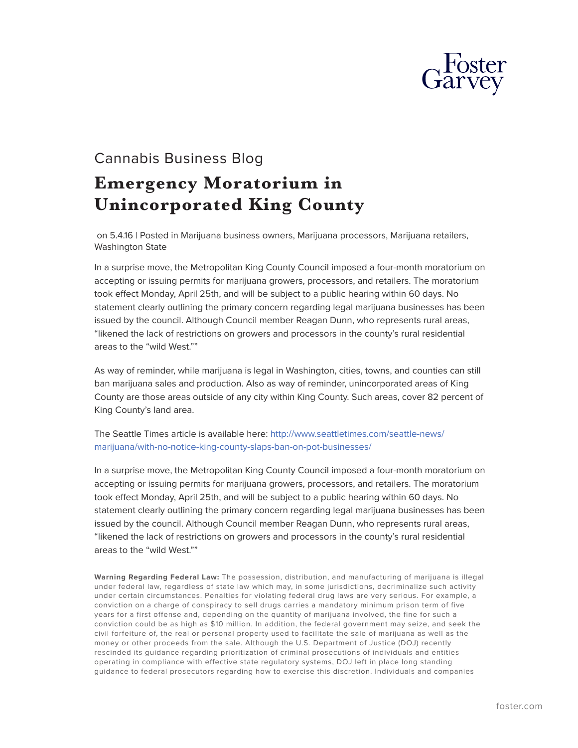Cannabis Business Blog

# Emergency Moratorium in Unincorporated King County

on 5.4.16 | Posted in Marijuana business owners, Marijuana processors, Marijuana retailers, Washington State

In a surprise move, the Metropolitan King County Council imposed a four-month moratorium on accepting or issuing permits for marijuana growers, processors, and retailers. The moratorium took effect Monday, April 25th, and will be subject to a public hearing within 60 days. No statement clearly outlining the primary concern regarding legal marijuana businesses has been issued by the council. Although Council member Reagan Dunn, who represents rural areas, "likened the lack of restrictions on growers and processors in the county's rural residential areas to the "wild West.""

As way of reminder, while marijuana is legal in Washington, cities, towns, and counties can still ban marijuana sales and production. Also as way of reminder, unincorporated areas of King County are those areas outside of any city within King County. Such areas, cover 82 percent of King County's land area.

The Seattle Times article is available here: http://www.seattletimes.com/seattle-news/marijuana/with-no-notice-king-county-slaps-ban-on-pot-businesses/

In a surprise move, the Metropolitan King County Council imposed a four-month moratorium on accepting or issuing permits for marijuana growers, processors, and retailers. The moratorium took effect Monday, April 25th, and will be subject to a public hearing within 60 days. No statement clearly outlining the primary concern regarding legal marijuana businesses has been issued by the council. Although Council member Reagan Dunn, who represents rural areas, "likened the lack of restrictions on growers and processors in the county's rural residential areas to the "wild West.""

**Warning Regarding Federal Law:** The possession, distribution, and manufacturing of marijuana is illegal under federal law, regardless of state law which may, in some jurisdictions, decriminalize such activity under certain circumstances. Penalties for violating federal drug laws are very serious. For example, a conviction on a charge of conspiracy to sell drugs carries a mandatory minimum prison term of five years for a first offense and, depending on the quantity of marijuana involved, the fine for such a conviction could be as high as $10 million. In addition, the federal government may seize, and seek the civil forfeiture of, the real or personal property used to facilitate the sale of marijuana as well as the money or other proceeds from the sale. Although the U.S. Department of Justice (DOJ) recently rescinded its guidance regarding prioritization of criminal prosecutions of individuals and entities operating in compliance with effective state regulatory systems, DOJ left in place long standing guidance to federal prosecutors regarding how to exercise this discretion. Individuals and companies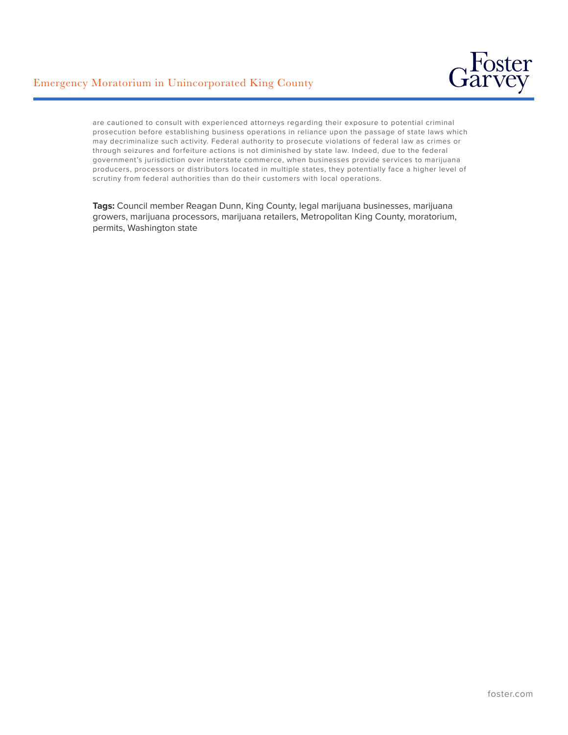are cautioned to consult with experienced attorneys regarding their exposure to potential criminal prosecution before establishing business operations in reliance upon the passage of state laws which may decriminalize such activity. Federal authority to prosecute violations of federal law as crimes or through seizures and forfeiture actions is not diminished by state law. Indeed, due to the federal government's jurisdiction over interstate commerce, when businesses provide services to marijuana producers, processors or distributors located in multiple states, they potentially face a higher level of scrutiny from federal authorities than do their customers with local operations.

**Tags:** Council member Reagan Dunn, King County, legal marijuana businesses, marijuana growers, marijuana processors, marijuana retailers, Metropolitan King County, moratorium, permits, Washington state